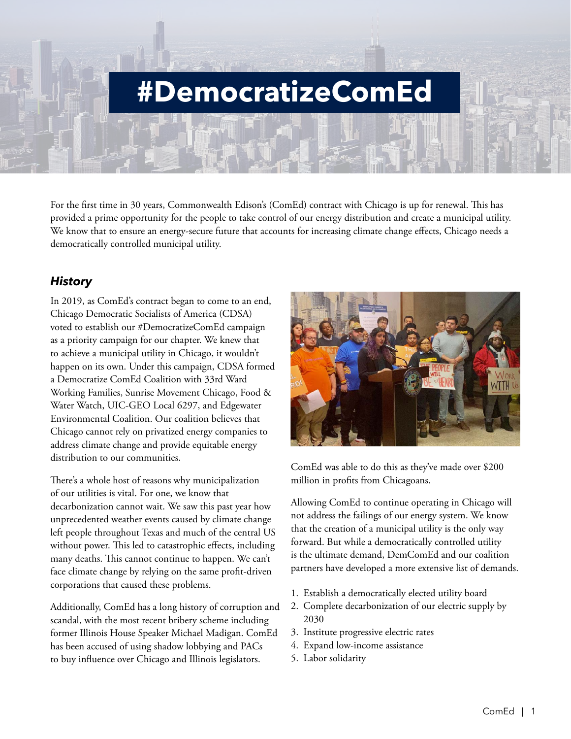# #DemocratizeComEd

For the first time in 30 years, Commonwealth Edison's (ComEd) contract with Chicago is up for renewal. This has provided a prime opportunity for the people to take control of our energy distribution and create a municipal utility. We know that to ensure an energy-secure future that accounts for increasing climate change effects, Chicago needs a democratically controlled municipal utility.

## *History*

In 2019, as ComEd's contract began to come to an end, Chicago Democratic Socialists of America (CDSA) voted to establish our #DemocratizeComEd campaign as a priority campaign for our chapter. We knew that to achieve a municipal utility in Chicago, it wouldn't happen on its own. Under this campaign, CDSA formed a Democratize ComEd Coalition with 33rd Ward Working Families, Sunrise Movement Chicago, Food & Water Watch, UIC-GEO Local 6297, and Edgewater Environmental Coalition. Our coalition believes that Chicago cannot rely on privatized energy companies to address climate change and provide equitable energy distribution to our communities.

There's a whole host of reasons why municipalization of our utilities is vital. For one, we know that decarbonization cannot wait. We saw this past year how unprecedented weather events caused by climate change left people throughout Texas and much of the central US without power. This led to catastrophic effects, including many deaths. This cannot continue to happen. We can't face climate change by relying on the same profit-driven corporations that caused these problems.

Additionally, ComEd has a long history of corruption and scandal, with the most recent bribery scheme including former Illinois House Speaker Michael Madigan. ComEd has been accused of using shadow lobbying and PACs to buy influence over Chicago and Illinois legislators. ComEd was able to do this as they've made over $200 million in profits from Chicagoans.

Allowing ComEd to continue operating in Chicago will not address the failings of our energy system. We know that the creation of a municipal utility is the only way forward. But while a democratically controlled utility is the ultimate demand, DemComEd and our coalition partners have developed a more extensive list of demands.

1. Establish a democratically elected utility board
2. Complete decarbonization of our electric supply by 2030
3. Institute progressive electric rates
4. Expand low-income assistance
5. Labor solidarity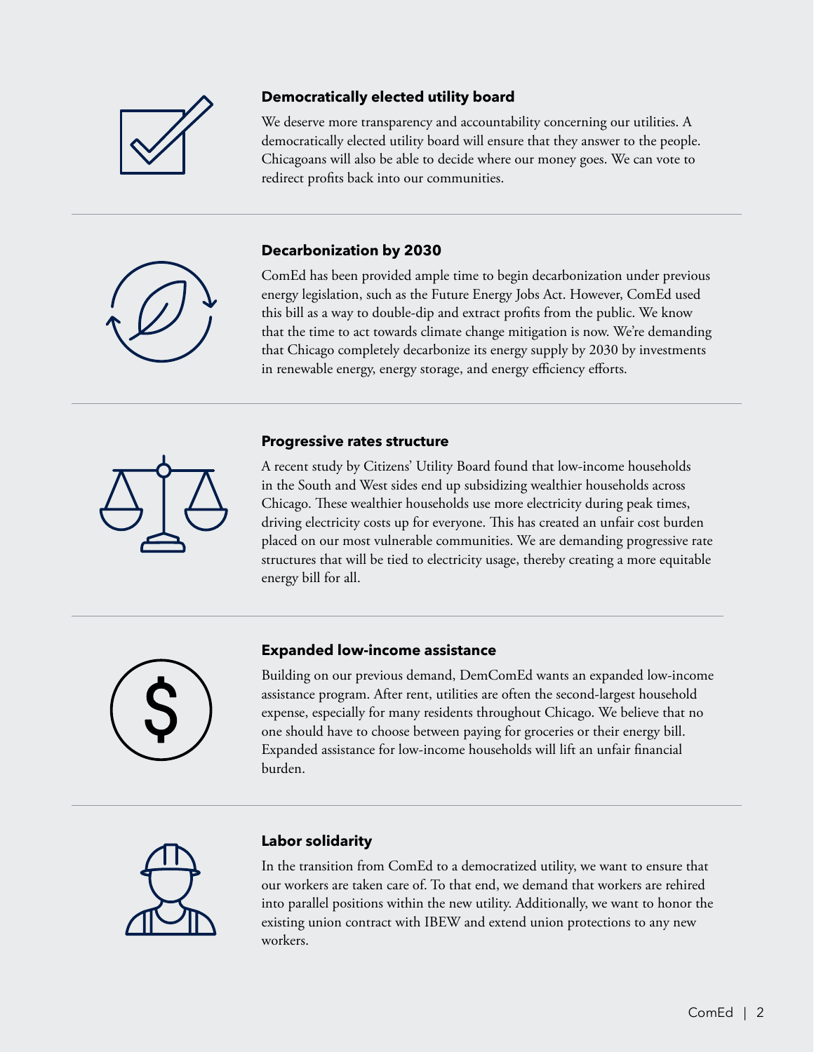### Democratically elected utility board

We deserve more transparency and accountability concerning our utilities. A democratically elected utility board will ensure that they answer to the people. Chicagoans will also be able to decide where our money goes. We can vote to redirect profits back into our communities.

### Decarbonization by 2030

ComEd has been provided ample time to begin decarbonization under previous energy legislation, such as the Future Energy Jobs Act. However, ComEd used this bill as a way to double-dip and extract profits from the public. We know that the time to act towards climate change mitigation is now. We're demanding that Chicago completely decarbonize its energy supply by 2030 by investments in renewable energy, energy storage, and energy efficiency efforts.

### Progressive rates structure

A recent study by Citizens' Utility Board found that low-income households in the South and West sides end up subsidizing wealthier households across Chicago. These wealthier households use more electricity during peak times, driving electricity costs up for everyone. This has created an unfair cost burden placed on our most vulnerable communities. We are demanding progressive rate structures that will be tied to electricity usage, thereby creating a more equitable energy bill for all.

### Expanded low-income assistance

Building on our previous demand, DemComEd wants an expanded low-income assistance program. After rent, utilities are often the second-largest household expense, especially for many residents throughout Chicago. We believe that no one should have to choose between paying for groceries or their energy bill. Expanded assistance for low-income households will lift an unfair financial burden.

### Labor solidarity

In the transition from ComEd to a democratized utility, we want to ensure that our workers are taken care of. To that end, we demand that workers are rehired into parallel positions within the new utility. Additionally, we want to honor the existing union contract with IBEW and extend union protections to any new workers.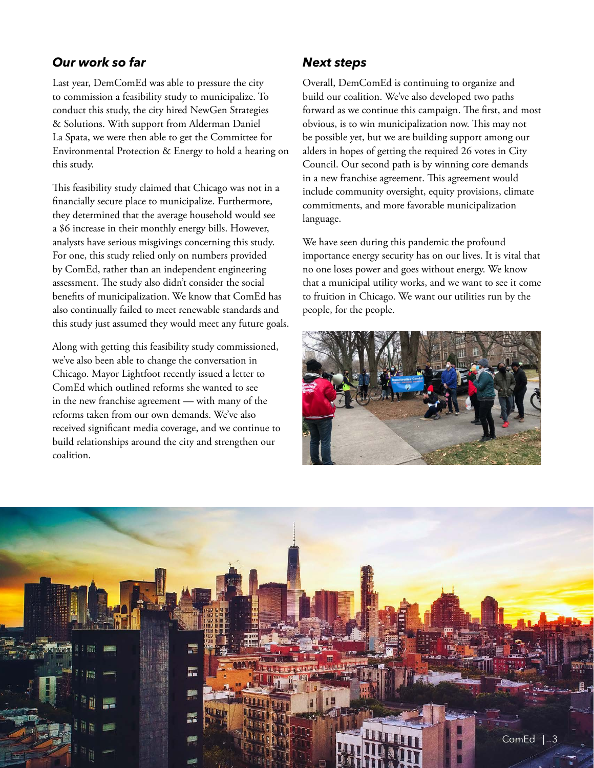### *Our work so far*

Last year, DemComEd was able to pressure the city to commission a feasibility study to municipalize. To conduct this study, the city hired NewGen Strategies & Solutions. With support from Alderman Daniel La Spata, we were then able to get the Committee for Environmental Protection & Energy to hold a hearing on this study.

This feasibility study claimed that Chicago was not in a financially secure place to municipalize. Furthermore, they determined that the average household would see a $6 increase in their monthly energy bills. However, analysts have serious misgivings concerning this study. For one, this study relied only on numbers provided by ComEd, rather than an independent engineering assessment. The study also didn't consider the social benefits of municipalization. We know that ComEd has also continually failed to meet renewable standards and this study just assumed they would meet any future goals.

Along with getting this feasibility study commissioned, we've also been able to change the conversation in Chicago. Mayor Lightfoot recently issued a letter to ComEd which outlined reforms she wanted to see in the new franchise agreement — with many of the reforms taken from our own demands. We've also received significant media coverage, and we continue to build relationships around the city and strengthen our coalition.

### *Next steps*

Overall, DemComEd is continuing to organize and build our coalition. We've also developed two paths forward as we continue this campaign. The first, and most obvious, is to win municipalization now. This may not be possible yet, but we are building support among our alders in hopes of getting the required 26 votes in City Council. Our second path is by winning core demands in a new franchise agreement. This agreement would include community oversight, equity provisions, climate commitments, and more favorable municipalization language.

We have seen during this pandemic the profound importance energy security has on our lives. It is vital that no one loses power and goes without energy. We know that a municipal utility works, and we want to see it come to fruition in Chicago. We want our utilities run by the people, for the people.